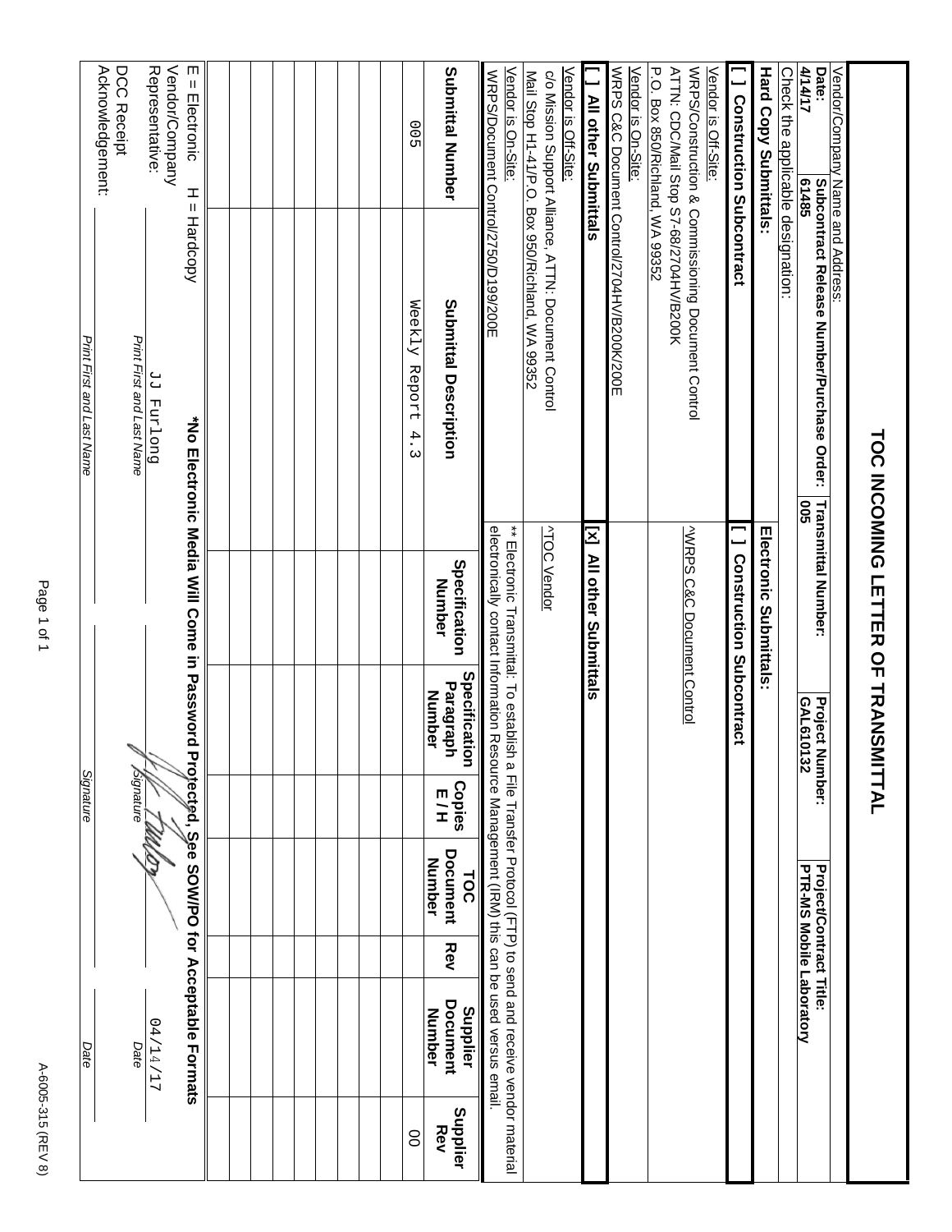# TOC INCOMING LETTER OF TRANSMITTAL

Vendor/Company Name and Address:

| Date: | Subcontract Release Number/Purchase Order: | Transmittal Number: | Project Number: | Project/Contract Title: |
|---|---|---|---|---|
| 4/14/17 | 61485 | 005 | GAL610132 | PTR-MS Mobile Laboratory |

Check the applicable designation:

| Hard Copy Submittals: | Electronic Submittals: |
|---|---|
| **[ ] Construction Subcontract** | **[ ] Construction Subcontract** |
| Vendor is Off-Site: WRPS/Construction & Commissioning Document Control ATTN: CDC/Mail Stop S7-68/2704HV/B200K P.O. Box 850/Richland, WA 99352 | ^WRPS C&C Document Control |
| Vendor is On-Site: WRPS C&C Document Control/2704HV/B200K/200E | |
| **[ ] All other Submittals** | **[x] All other Submittals** |
| Vendor is Off-Site: c/o Mission Support Alliance, ATTN: Document Control Mail Stop H1-41/P.O. Box 950/Richland, WA 99352 | ^TOC Vendor |
| Vendor is On-Site: WRPS/Document Control/2750/D199/200E | ** Electronic Transmittal: To establish a File Transfer Protocol (FTP) to send and receive vendor material electronically contact Information Resource Management (IRM) this can be used versus email. |

| Submittal Number | Submittal Description | Specification Number | Specification Paragraph Number | Copies E / H | TOC Document Number | Rev | Supplier Document Number | Supplier Rev |
|---|---|---|---|---|---|---|---|---|
| 005 | Weekly Report 4.3 | | | | | | | 00 |
| | | | | | | | | |
| | | | | | | | | |
| | | | | | | | | |
| | | | | | | | | |
| | | | | | | | | |
| | | | | | | | | |
| | | | | | | | | |
| | | | | | | | | |
| | | | | | | | | |

E = Electronic H = Hardcopy **\*No Electronic Media Will Come in Password Protected, See SOW/PO for Acceptable Formats**

| | Print First and Last Name | Signature | Date |
|---|---|---|---|
| Vendor/Company Representative: | JJ Furlong | [signature] | 04/14/17 |
| DCC Receipt Acknowledgement: | | | |

A-6005-315 (REV 8)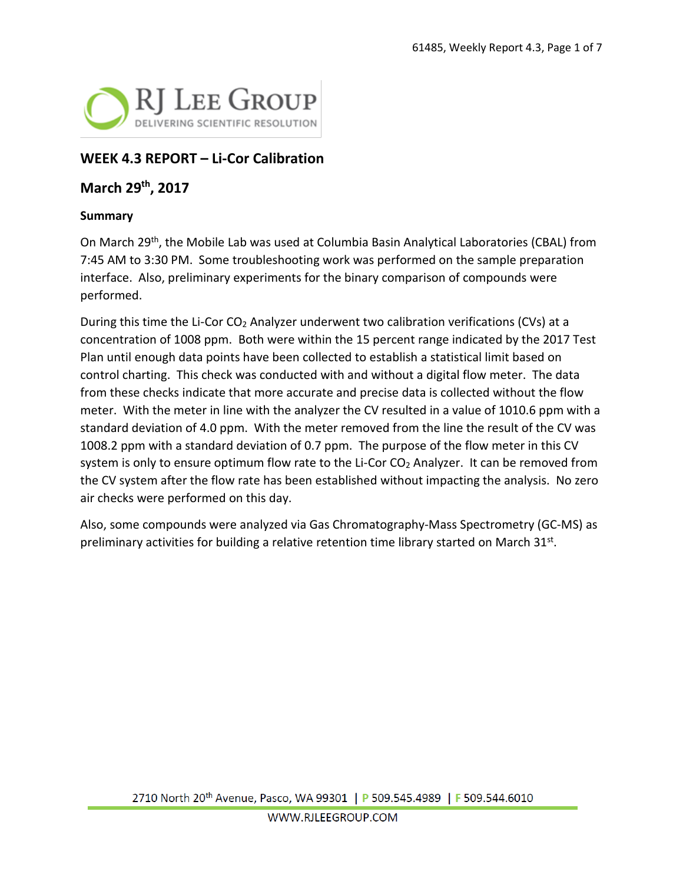RJ LEE GROUP
DELIVERING SCIENTIFIC RESOLUTION

## WEEK 4.3 REPORT – Li-Cor Calibration

## March 29th, 2017

### Summary

On March 29th, the Mobile Lab was used at Columbia Basin Analytical Laboratories (CBAL) from 7:45 AM to 3:30 PM. Some troubleshooting work was performed on the sample preparation interface. Also, preliminary experiments for the binary comparison of compounds were performed.

During this time the Li-Cor $CO_2$ Analyzer underwent two calibration verifications (CVs) at a concentration of 1008 ppm. Both were within the 15 percent range indicated by the 2017 Test Plan until enough data points have been collected to establish a statistical limit based on control charting. This check was conducted with and without a digital flow meter. The data from these checks indicate that more accurate and precise data is collected without the flow meter. With the meter in line with the analyzer the CV resulted in a value of 1010.6 ppm with a standard deviation of 4.0 ppm. With the meter removed from the line the result of the CV was 1008.2 ppm with a standard deviation of 0.7 ppm. The purpose of the flow meter in this CV system is only to ensure optimum flow rate to the Li-Cor $CO_2$ Analyzer. It can be removed from the CV system after the flow rate has been established without impacting the analysis. No zero air checks were performed on this day.

Also, some compounds were analyzed via Gas Chromatography-Mass Spectrometry (GC-MS) as preliminary activities for building a relative retention time library started on March 31st.

2710 North 20th Avenue, Pasco, WA 99301 | P 509.545.4989 | F 509.544.6010

WWW.RJLEEGROUP.COM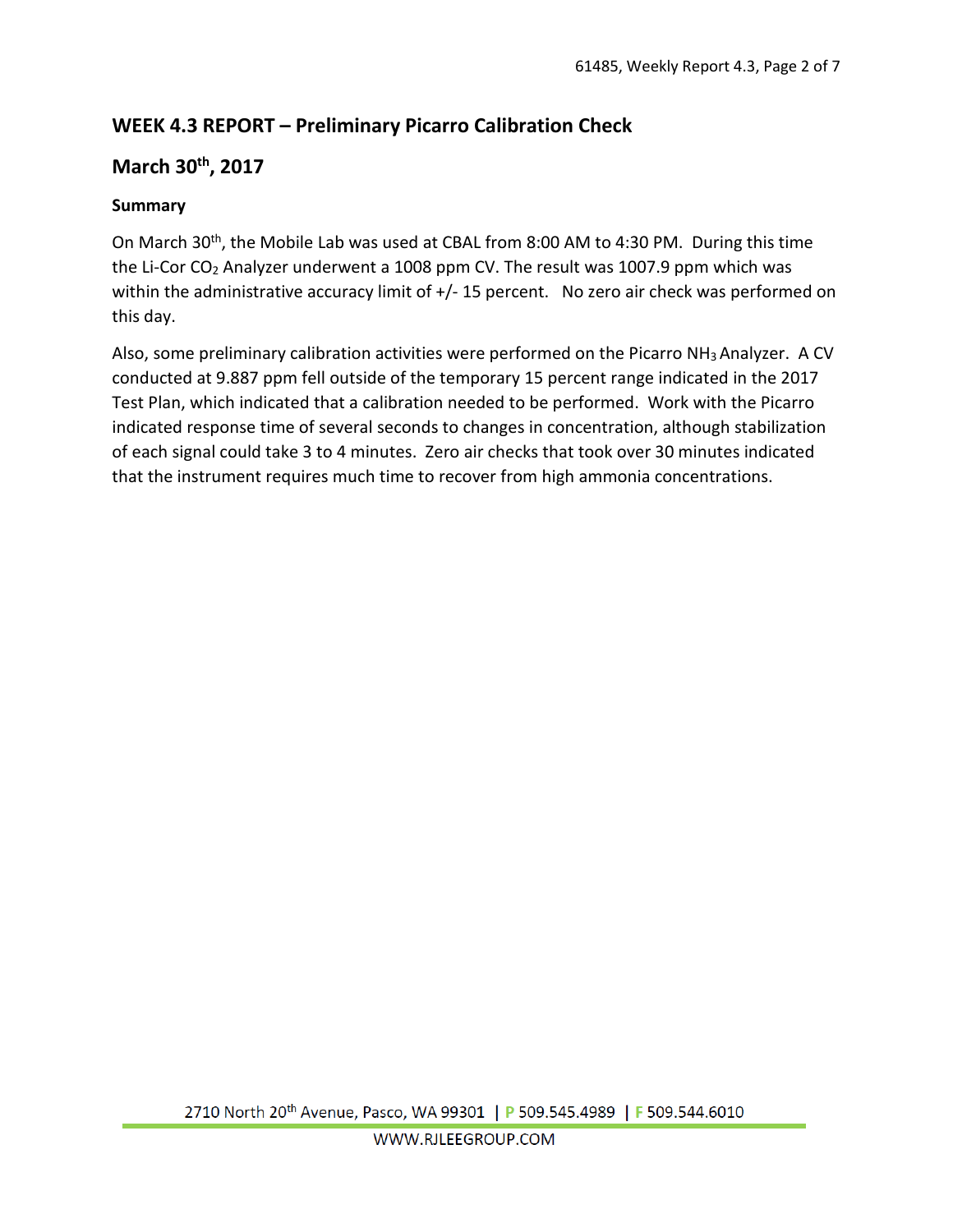## WEEK 4.3 REPORT – Preliminary Picarro Calibration Check

## March 30th, 2017

### Summary

On March 30th, the Mobile Lab was used at CBAL from 8:00 AM to 4:30 PM. During this time the Li-Cor $CO_2$ Analyzer underwent a 1008 ppm CV. The result was 1007.9 ppm which was within the administrative accuracy limit of +/- 15 percent. No zero air check was performed on this day.

Also, some preliminary calibration activities were performed on the Picarro $NH_3$ Analyzer. A CV conducted at 9.887 ppm fell outside of the temporary 15 percent range indicated in the 2017 Test Plan, which indicated that a calibration needed to be performed. Work with the Picarro indicated response time of several seconds to changes in concentration, although stabilization of each signal could take 3 to 4 minutes. Zero air checks that took over 30 minutes indicated that the instrument requires much time to recover from high ammonia concentrations.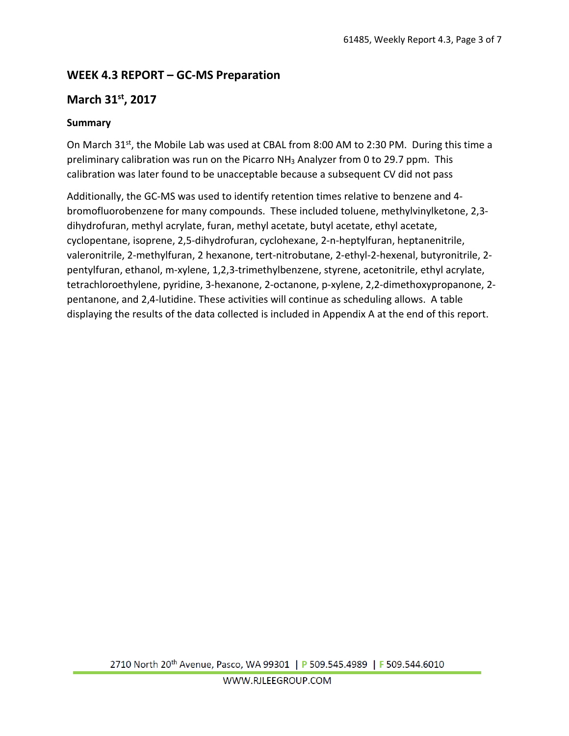## WEEK 4.3 REPORT – GC-MS Preparation

## March 31st, 2017

### Summary

On March 31st, the Mobile Lab was used at CBAL from 8:00 AM to 2:30 PM. During this time a preliminary calibration was run on the Picarro $NH_3$ Analyzer from 0 to 29.7 ppm. This calibration was later found to be unacceptable because a subsequent CV did not pass

Additionally, the GC-MS was used to identify retention times relative to benzene and 4-bromofluorobenzene for many compounds. These included toluene, methylvinylketone, 2,3-dihydrofuran, methyl acrylate, furan, methyl acetate, butyl acetate, ethyl acetate, cyclopentane, isoprene, 2,5-dihydrofuran, cyclohexane, 2-n-heptylfuran, heptanenitrile, valeronitrile, 2-methylfuran, 2 hexanone, tert-nitrobutane, 2-ethyl-2-hexenal, butyronitrile, 2-pentylfuran, ethanol, m-xylene, 1,2,3-trimethylbenzene, styrene, acetonitrile, ethyl acrylate, tetrachloroethylene, pyridine, 3-hexanone, 2-octanone, p-xylene, 2,2-dimethoxypropanone, 2-pentanone, and 2,4-lutidine. These activities will continue as scheduling allows. A table displaying the results of the data collected is included in Appendix A at the end of this report.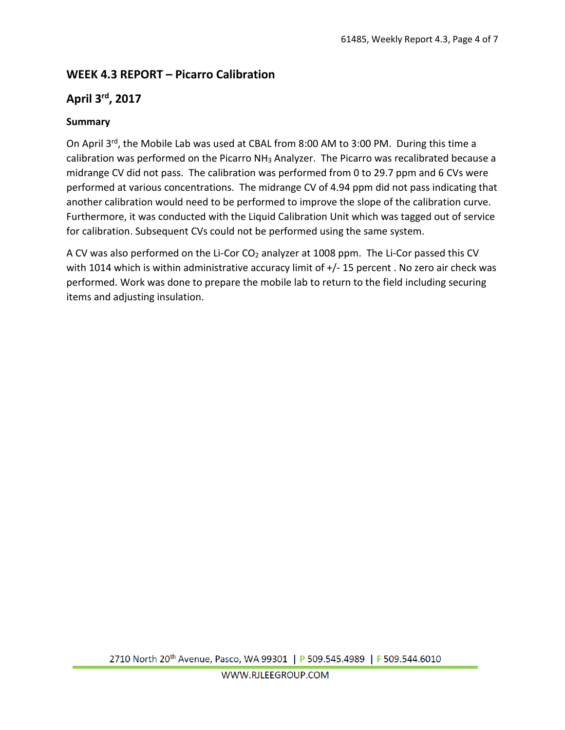## WEEK 4.3 REPORT – Picarro Calibration

## April 3rd, 2017

### Summary

On April 3rd, the Mobile Lab was used at CBAL from 8:00 AM to 3:00 PM. During this time a calibration was performed on the Picarro $NH_3$ Analyzer. The Picarro was recalibrated because a midrange CV did not pass. The calibration was performed from 0 to 29.7 ppm and 6 CVs were performed at various concentrations. The midrange CV of 4.94 ppm did not pass indicating that another calibration would need to be performed to improve the slope of the calibration curve. Furthermore, it was conducted with the Liquid Calibration Unit which was tagged out of service for calibration. Subsequent CVs could not be performed using the same system.

A CV was also performed on the Li-Cor $CO_2$ analyzer at 1008 ppm. The Li-Cor passed this CV with 1014 which is within administrative accuracy limit of +/- 15 percent . No zero air check was performed. Work was done to prepare the mobile lab to return to the field including securing items and adjusting insulation.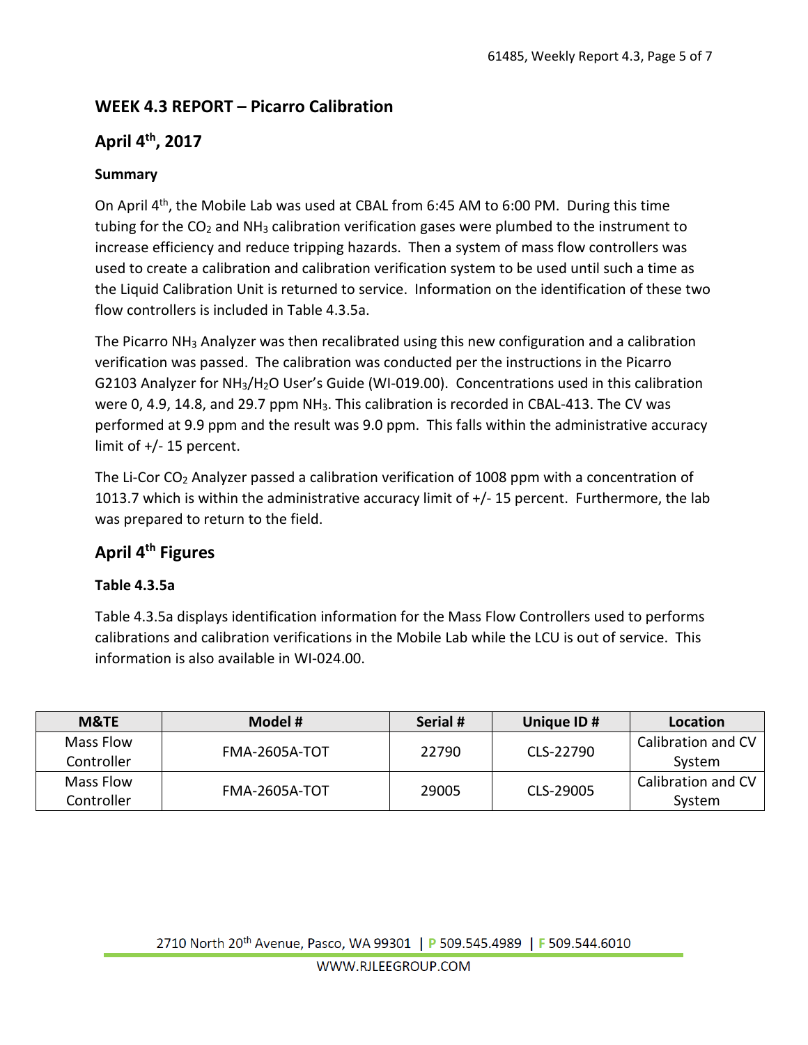## WEEK 4.3 REPORT – Picarro Calibration

## April 4th, 2017

### Summary

On April 4th, the Mobile Lab was used at CBAL from 6:45 AM to 6:00 PM. During this time tubing for the $CO_2$ and $NH_3$ calibration verification gases were plumbed to the instrument to increase efficiency and reduce tripping hazards. Then a system of mass flow controllers was used to create a calibration and calibration verification system to be used until such a time as the Liquid Calibration Unit is returned to service. Information on the identification of these two flow controllers is included in Table 4.3.5a.

The Picarro $NH_3$ Analyzer was then recalibrated using this new configuration and a calibration verification was passed. The calibration was conducted per the instructions in the Picarro G2103 Analyzer for $NH_3$/$H_2O$ User's Guide (WI-019.00). Concentrations used in this calibration were 0, 4.9, 14.8, and 29.7 ppm $NH_3$. This calibration is recorded in CBAL-413. The CV was performed at 9.9 ppm and the result was 9.0 ppm. This falls within the administrative accuracy limit of +/- 15 percent.

The Li-Cor $CO_2$ Analyzer passed a calibration verification of 1008 ppm with a concentration of 1013.7 which is within the administrative accuracy limit of +/- 15 percent. Furthermore, the lab was prepared to return to the field.

## April 4th Figures

### Table 4.3.5a

Table 4.3.5a displays identification information for the Mass Flow Controllers used to performs calibrations and calibration verifications in the Mobile Lab while the LCU is out of service. This information is also available in WI-024.00.

| M&TE | Model # | Serial # | Unique ID # | Location |
|---|---|---|---|---|
| Mass Flow Controller | FMA-2605A-TOT | 22790 | CLS-22790 | Calibration and CV System |
| Mass Flow Controller | FMA-2605A-TOT | 29005 | CLS-29005 | Calibration and CV System |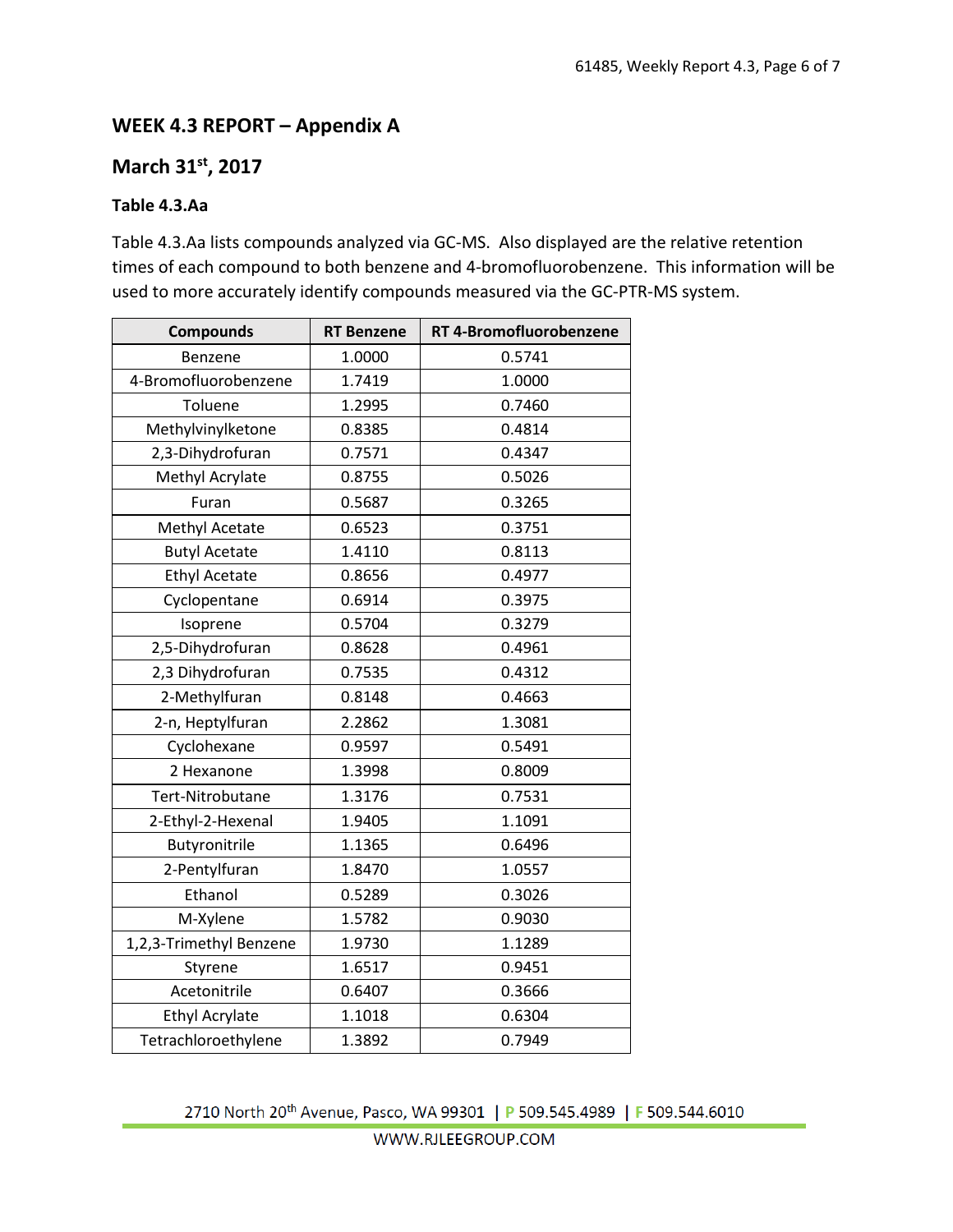## WEEK 4.3 REPORT – Appendix A

## March 31st, 2017

### Table 4.3.Aa

Table 4.3.Aa lists compounds analyzed via GC-MS. Also displayed are the relative retention times of each compound to both benzene and 4-bromofluorobenzene. This information will be used to more accurately identify compounds measured via the GC-PTR-MS system.

| Compounds | RT Benzene | RT 4-Bromofluorobenzene |
|---|---|---|
| Benzene | 1.0000 | 0.5741 |
| 4-Bromofluorobenzene | 1.7419 | 1.0000 |
| Toluene | 1.2995 | 0.7460 |
| Methylvinylketone | 0.8385 | 0.4814 |
| 2,3-Dihydrofuran | 0.7571 | 0.4347 |
| Methyl Acrylate | 0.8755 | 0.5026 |
| Furan | 0.5687 | 0.3265 |
| Methyl Acetate | 0.6523 | 0.3751 |
| Butyl Acetate | 1.4110 | 0.8113 |
| Ethyl Acetate | 0.8656 | 0.4977 |
| Cyclopentane | 0.6914 | 0.3975 |
| Isoprene | 0.5704 | 0.3279 |
| 2,5-Dihydrofuran | 0.8628 | 0.4961 |
| 2,3 Dihydrofuran | 0.7535 | 0.4312 |
| 2-Methylfuran | 0.8148 | 0.4663 |
| 2-n, Heptylfuran | 2.2862 | 1.3081 |
| Cyclohexane | 0.9597 | 0.5491 |
| 2 Hexanone | 1.3998 | 0.8009 |
| Tert-Nitrobutane | 1.3176 | 0.7531 |
| 2-Ethyl-2-Hexenal | 1.9405 | 1.1091 |
| Butyronitrile | 1.1365 | 0.6496 |
| 2-Pentylfuran | 1.8470 | 1.0557 |
| Ethanol | 0.5289 | 0.3026 |
| M-Xylene | 1.5782 | 0.9030 |
| 1,2,3-Trimethyl Benzene | 1.9730 | 1.1289 |
| Styrene | 1.6517 | 0.9451 |
| Acetonitrile | 0.6407 | 0.3666 |
| Ethyl Acrylate | 1.1018 | 0.6304 |
| Tetrachloroethylene | 1.3892 | 0.7949 |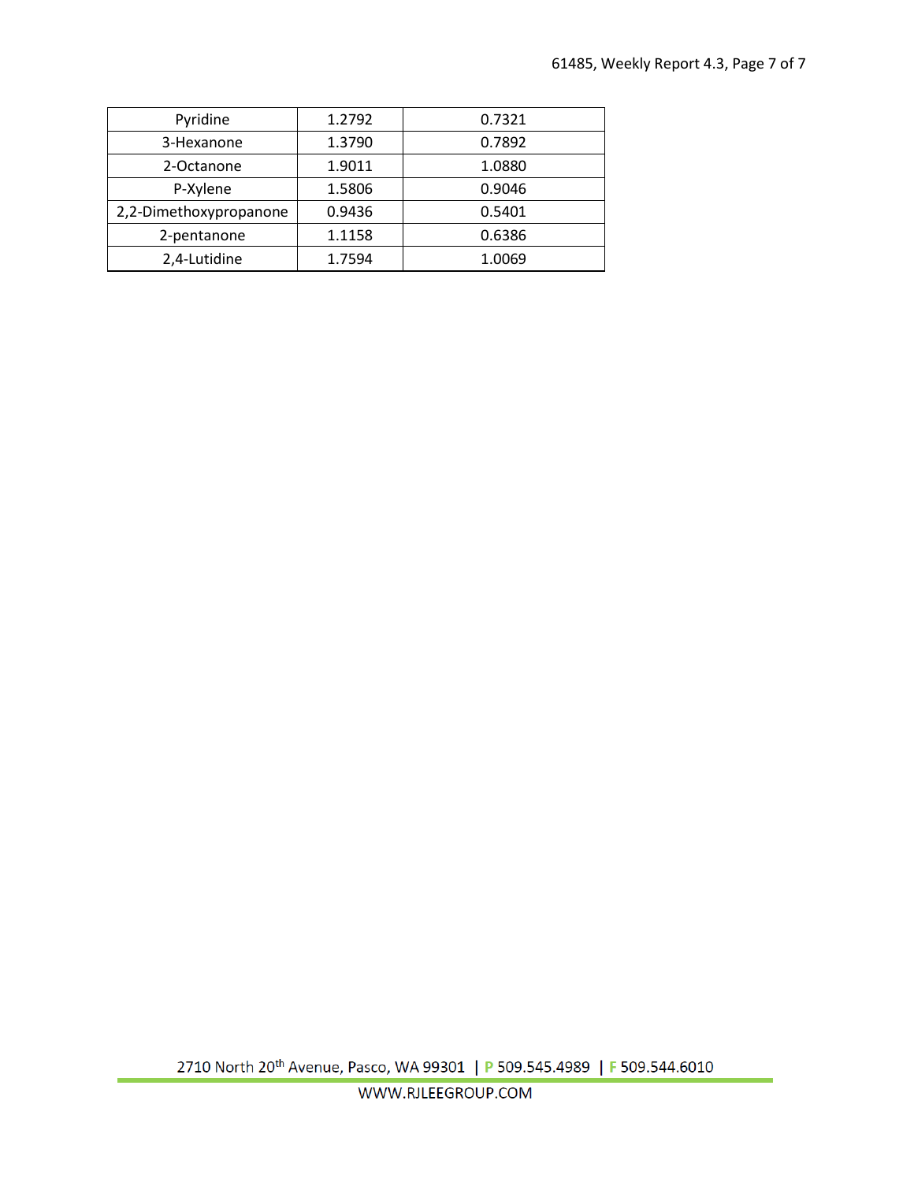| | | |
|---|---|---|
| Pyridine | 1.2792 | 0.7321 |
| 3-Hexanone | 1.3790 | 0.7892 |
| 2-Octanone | 1.9011 | 1.0880 |
| P-Xylene | 1.5806 | 0.9046 |
| 2,2-Dimethoxypropanone | 0.9436 | 0.5401 |
| 2-pentanone | 1.1158 | 0.6386 |
| 2,4-Lutidine | 1.7594 | 1.0069 |